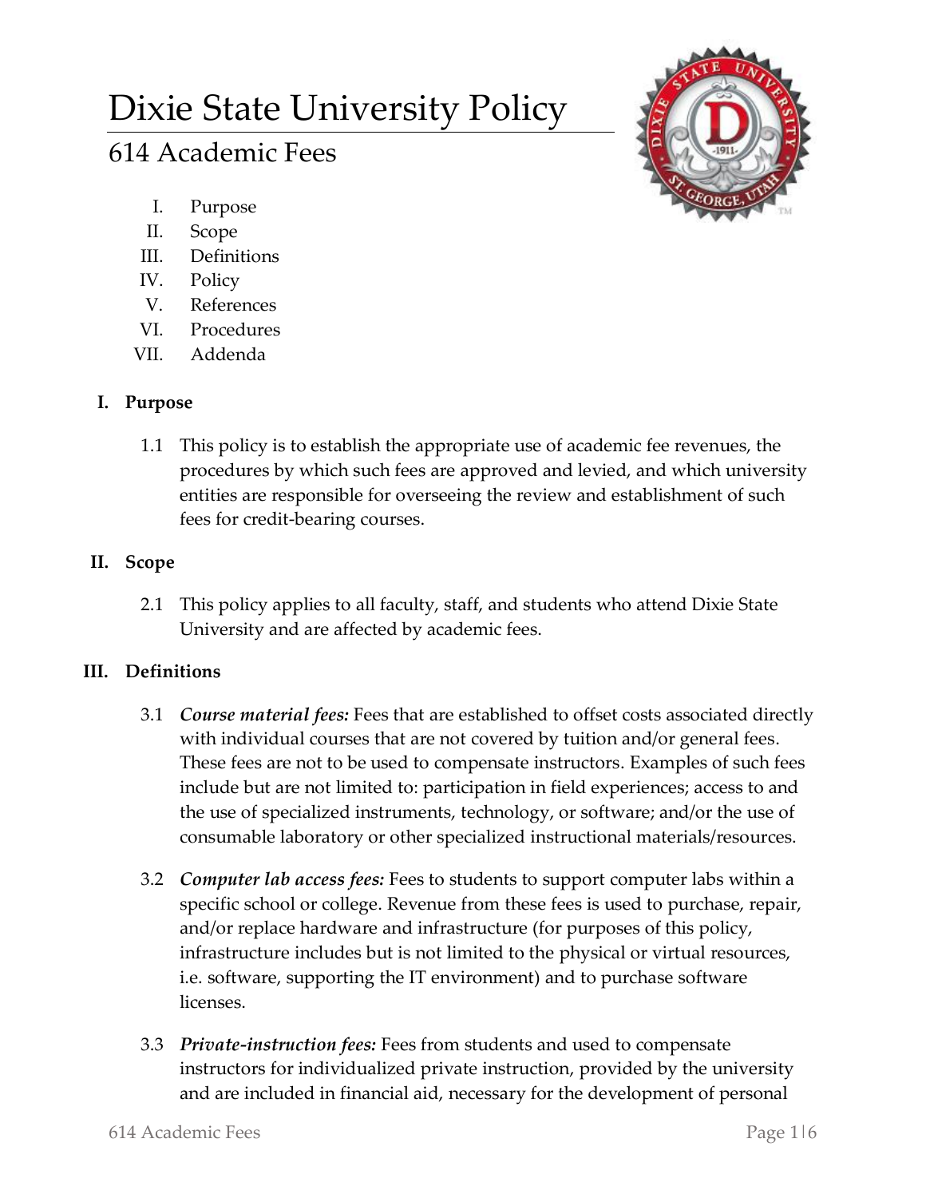# Dixie State University Policy

## 614 Academic Fees

I. Purpose
II. Scope
III. Definitions
IV. Policy
V. References
VI. Procedures
VII. Addenda

### I. Purpose

1.1 This policy is to establish the appropriate use of academic fee revenues, the procedures by which such fees are approved and levied, and which university entities are responsible for overseeing the review and establishment of such fees for credit-bearing courses.

### II. Scope

2.1 This policy applies to all faculty, staff, and students who attend Dixie State University and are affected by academic fees.

### III. Definitions

3.1 ***Course material fees:*** Fees that are established to offset costs associated directly with individual courses that are not covered by tuition and/or general fees. These fees are not to be used to compensate instructors. Examples of such fees include but are not limited to: participation in field experiences; access to and the use of specialized instruments, technology, or software; and/or the use of consumable laboratory or other specialized instructional materials/resources.

3.2 ***Computer lab access fees:*** Fees to students to support computer labs within a specific school or college. Revenue from these fees is used to purchase, repair, and/or replace hardware and infrastructure (for purposes of this policy, infrastructure includes but is not limited to the physical or virtual resources, i.e. software, supporting the IT environment) and to purchase software licenses.

3.3 ***Private-instruction fees:*** Fees from students and used to compensate instructors for individualized private instruction, provided by the university and are included in financial aid, necessary for the development of personal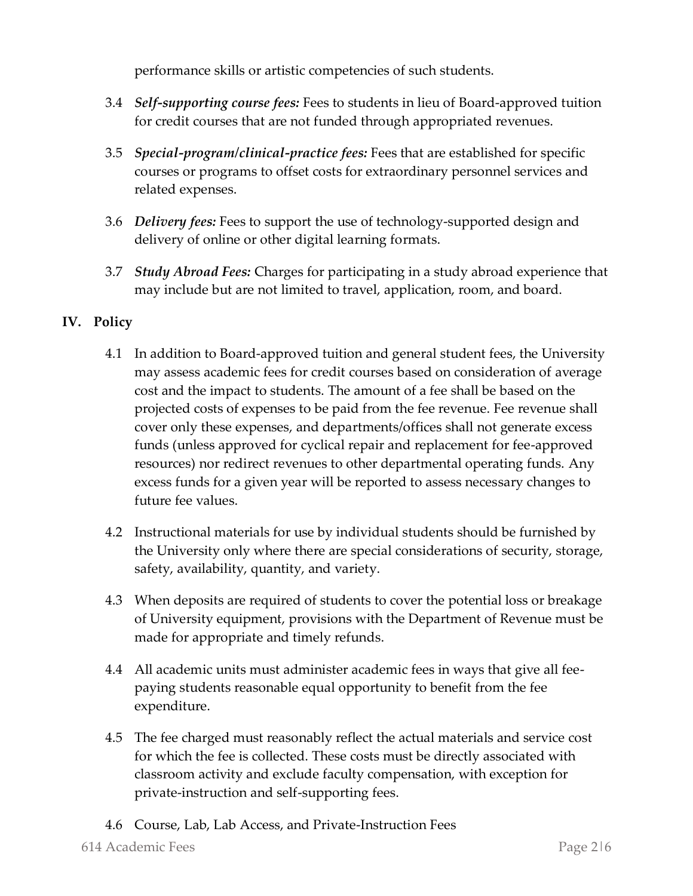performance skills or artistic competencies of such students.

3.4 ***Self-supporting course fees:*** Fees to students in lieu of Board-approved tuition for credit courses that are not funded through appropriated revenues.

3.5 ***Special-program/clinical-practice fees:*** Fees that are established for specific courses or programs to offset costs for extraordinary personnel services and related expenses.

3.6 ***Delivery fees:*** Fees to support the use of technology-supported design and delivery of online or other digital learning formats.

3.7 ***Study Abroad Fees:*** Charges for participating in a study abroad experience that may include but are not limited to travel, application, room, and board.

## IV. Policy

4.1 In addition to Board-approved tuition and general student fees, the University may assess academic fees for credit courses based on consideration of average cost and the impact to students. The amount of a fee shall be based on the projected costs of expenses to be paid from the fee revenue. Fee revenue shall cover only these expenses, and departments/offices shall not generate excess funds (unless approved for cyclical repair and replacement for fee-approved resources) nor redirect revenues to other departmental operating funds. Any excess funds for a given year will be reported to assess necessary changes to future fee values.

4.2 Instructional materials for use by individual students should be furnished by the University only where there are special considerations of security, storage, safety, availability, quantity, and variety.

4.3 When deposits are required of students to cover the potential loss or breakage of University equipment, provisions with the Department of Revenue must be made for appropriate and timely refunds.

4.4 All academic units must administer academic fees in ways that give all fee-paying students reasonable equal opportunity to benefit from the fee expenditure.

4.5 The fee charged must reasonably reflect the actual materials and service cost for which the fee is collected. These costs must be directly associated with classroom activity and exclude faculty compensation, with exception for private-instruction and self-supporting fees.

4.6 Course, Lab, Lab Access, and Private-Instruction Fees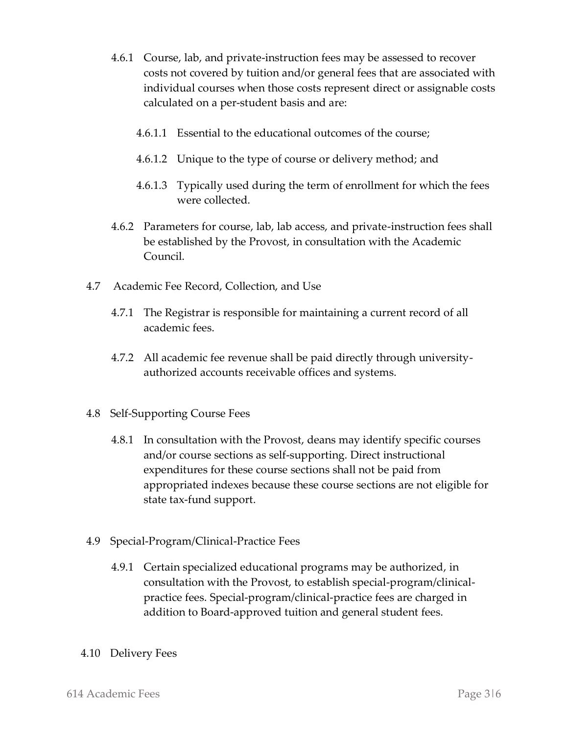4.6.1 Course, lab, and private-instruction fees may be assessed to recover costs not covered by tuition and/or general fees that are associated with individual courses when those costs represent direct or assignable costs calculated on a per-student basis and are:

4.6.1.1 Essential to the educational outcomes of the course;

4.6.1.2 Unique to the type of course or delivery method; and

4.6.1.3 Typically used during the term of enrollment for which the fees were collected.

4.6.2 Parameters for course, lab, lab access, and private-instruction fees shall be established by the Provost, in consultation with the Academic Council.

4.7 Academic Fee Record, Collection, and Use

4.7.1 The Registrar is responsible for maintaining a current record of all academic fees.

4.7.2 All academic fee revenue shall be paid directly through university-authorized accounts receivable offices and systems.

4.8 Self-Supporting Course Fees

4.8.1 In consultation with the Provost, deans may identify specific courses and/or course sections as self-supporting. Direct instructional expenditures for these course sections shall not be paid from appropriated indexes because these course sections are not eligible for state tax-fund support.

4.9 Special-Program/Clinical-Practice Fees

4.9.1 Certain specialized educational programs may be authorized, in consultation with the Provost, to establish special-program/clinical-practice fees. Special-program/clinical-practice fees are charged in addition to Board-approved tuition and general student fees.

4.10 Delivery Fees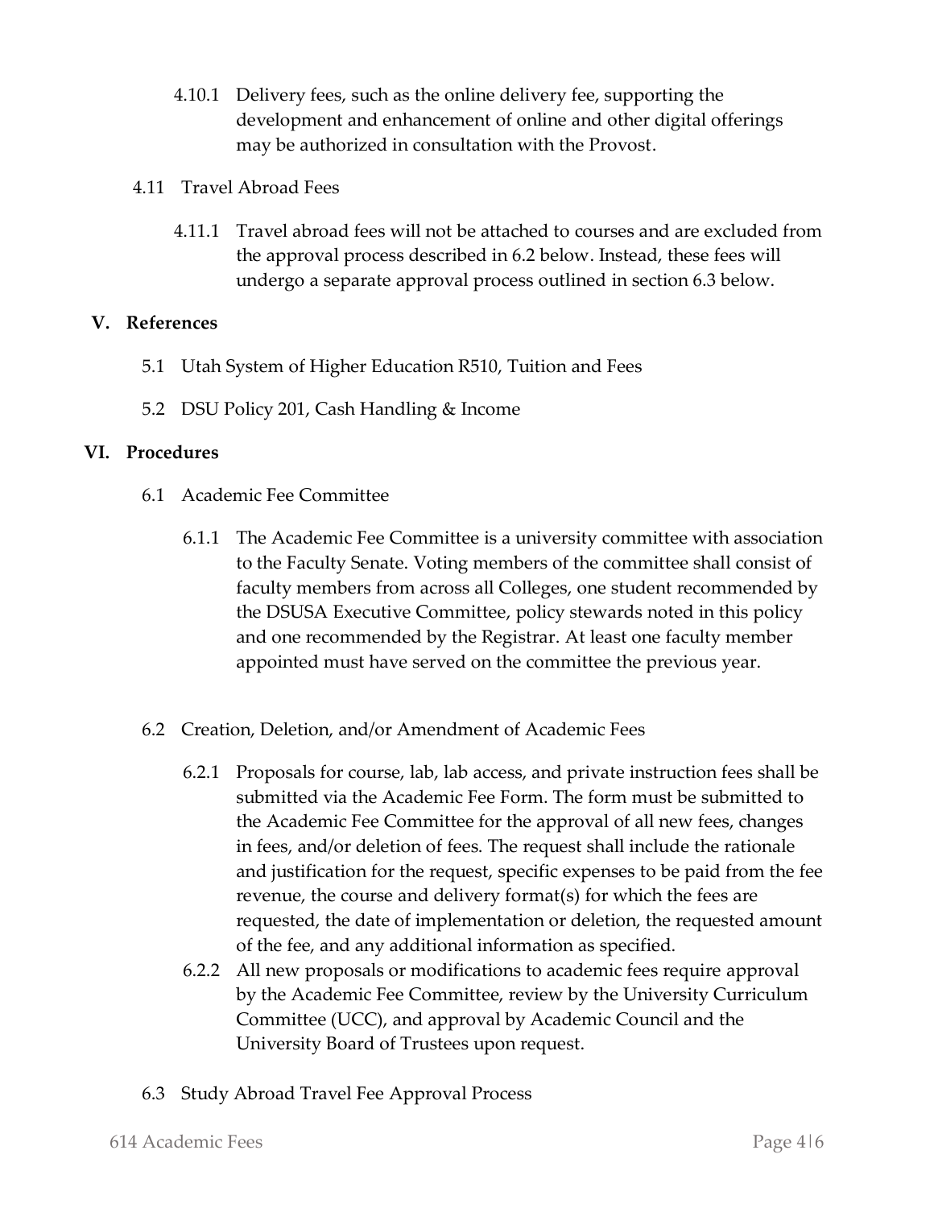4.10.1 Delivery fees, such as the online delivery fee, supporting the development and enhancement of online and other digital offerings may be authorized in consultation with the Provost.

4.11 Travel Abroad Fees

4.11.1 Travel abroad fees will not be attached to courses and are excluded from the approval process described in 6.2 below. Instead, these fees will undergo a separate approval process outlined in section 6.3 below.

## V. References

5.1 Utah System of Higher Education R510, Tuition and Fees

5.2 DSU Policy 201, Cash Handling & Income

## VI. Procedures

6.1 Academic Fee Committee

6.1.1 The Academic Fee Committee is a university committee with association to the Faculty Senate. Voting members of the committee shall consist of faculty members from across all Colleges, one student recommended by the DSUSA Executive Committee, policy stewards noted in this policy and one recommended by the Registrar. At least one faculty member appointed must have served on the committee the previous year.

6.2 Creation, Deletion, and/or Amendment of Academic Fees

6.2.1 Proposals for course, lab, lab access, and private instruction fees shall be submitted via the Academic Fee Form. The form must be submitted to the Academic Fee Committee for the approval of all new fees, changes in fees, and/or deletion of fees. The request shall include the rationale and justification for the request, specific expenses to be paid from the fee revenue, the course and delivery format(s) for which the fees are requested, the date of implementation or deletion, the requested amount of the fee, and any additional information as specified.

6.2.2 All new proposals or modifications to academic fees require approval by the Academic Fee Committee, review by the University Curriculum Committee (UCC), and approval by Academic Council and the University Board of Trustees upon request.

6.3 Study Abroad Travel Fee Approval Process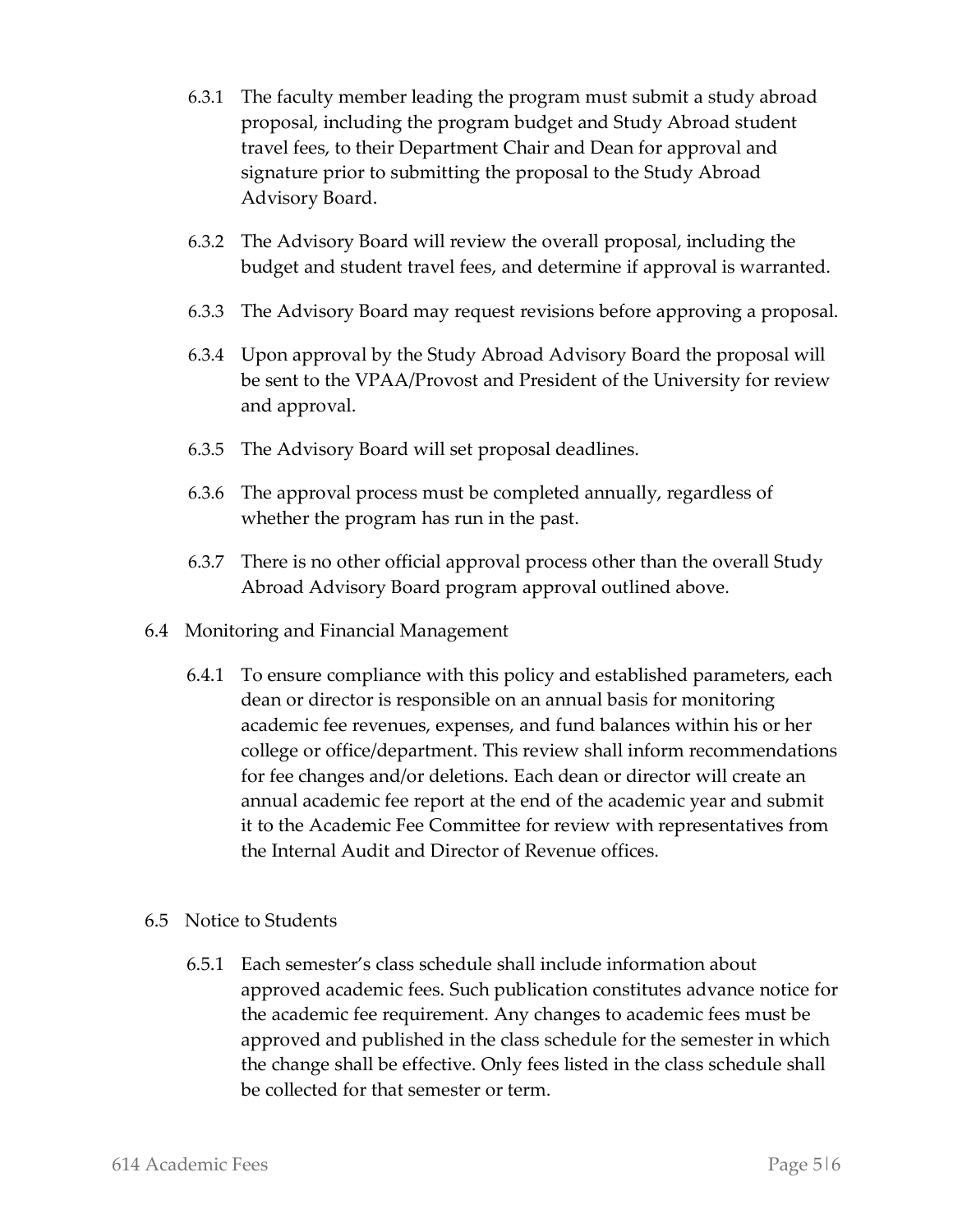6.3.1 The faculty member leading the program must submit a study abroad proposal, including the program budget and Study Abroad student travel fees, to their Department Chair and Dean for approval and signature prior to submitting the proposal to the Study Abroad Advisory Board.

6.3.2 The Advisory Board will review the overall proposal, including the budget and student travel fees, and determine if approval is warranted.

6.3.3 The Advisory Board may request revisions before approving a proposal.

6.3.4 Upon approval by the Study Abroad Advisory Board the proposal will be sent to the VPAA/Provost and President of the University for review and approval.

6.3.5 The Advisory Board will set proposal deadlines.

6.3.6 The approval process must be completed annually, regardless of whether the program has run in the past.

6.3.7 There is no other official approval process other than the overall Study Abroad Advisory Board program approval outlined above.

6.4 Monitoring and Financial Management

6.4.1 To ensure compliance with this policy and established parameters, each dean or director is responsible on an annual basis for monitoring academic fee revenues, expenses, and fund balances within his or her college or office/department. This review shall inform recommendations for fee changes and/or deletions. Each dean or director will create an annual academic fee report at the end of the academic year and submit it to the Academic Fee Committee for review with representatives from the Internal Audit and Director of Revenue offices.

6.5 Notice to Students

6.5.1 Each semester's class schedule shall include information about approved academic fees. Such publication constitutes advance notice for the academic fee requirement. Any changes to academic fees must be approved and published in the class schedule for the semester in which the change shall be effective. Only fees listed in the class schedule shall be collected for that semester or term.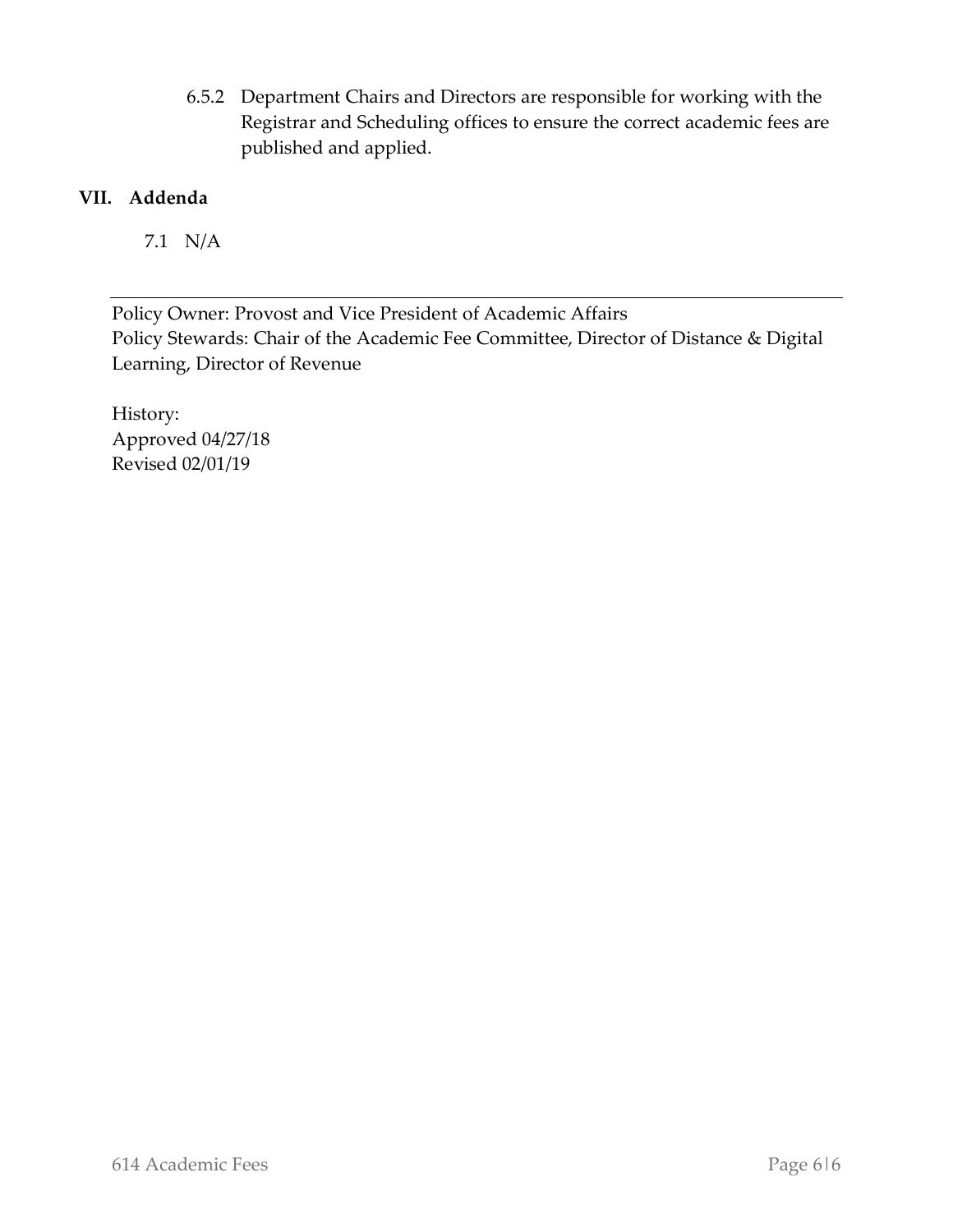6.5.2 Department Chairs and Directors are responsible for working with the Registrar and Scheduling offices to ensure the correct academic fees are published and applied.

## VII. Addenda

7.1 N/A

---

Policy Owner: Provost and Vice President of Academic Affairs
Policy Stewards: Chair of the Academic Fee Committee, Director of Distance & Digital Learning, Director of Revenue

History:
Approved 04/27/18
Revised 02/01/19